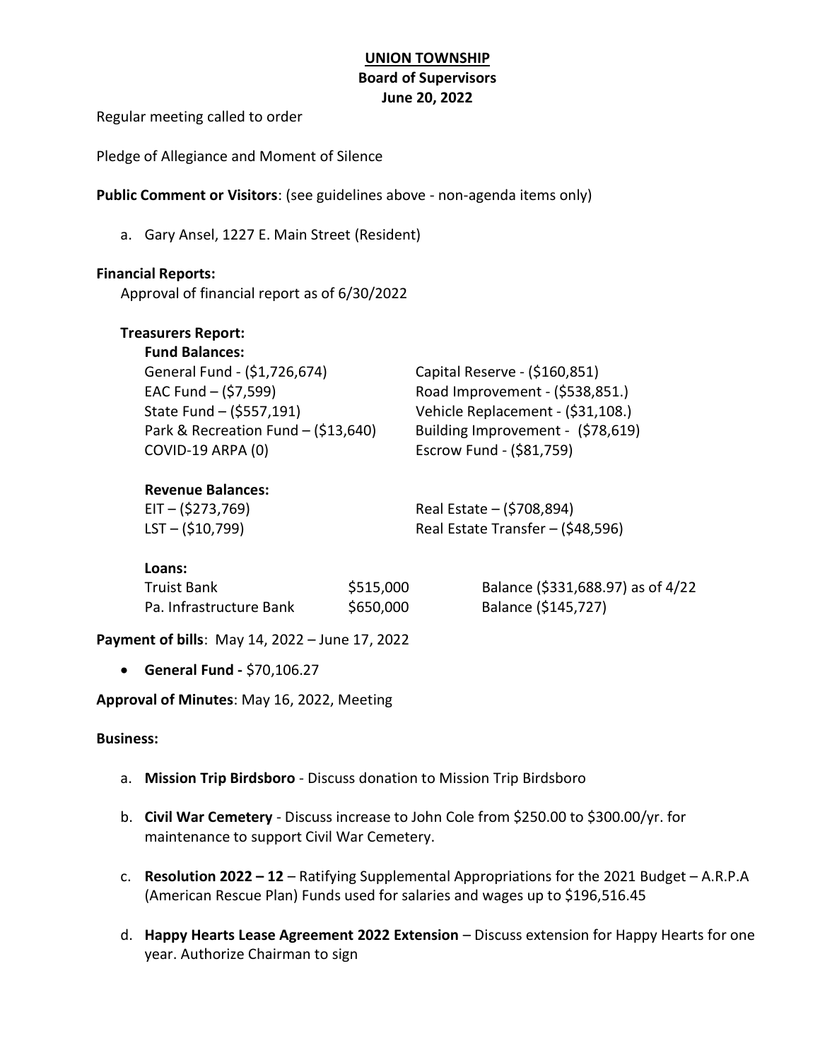**UNION TOWNSHIP**
**Board of Supervisors**
**June 20, 2022**

Regular meeting called to order

Pledge of Allegiance and Moment of Silence

**Public Comment or Visitors**: (see guidelines above - non-agenda items only)

a. Gary Ansel, 1227 E. Main Street (Resident)

**Financial Reports:**

Approval of financial report as of 6/30/2022

**Treasurers Report:**

**Fund Balances:**

| | |
|---|---|
| General Fund - ($1,726,674) | Capital Reserve - ($160,851) |
| EAC Fund – ($7,599) | Road Improvement - ($538,851.) |
| State Fund – ($557,191) | Vehicle Replacement - ($31,108.) |
| Park & Recreation Fund – ($13,640) | Building Improvement - ($78,619) |
| COVID-19 ARPA (0) | Escrow Fund - ($81,759) |

**Revenue Balances:**

| | |
|---|---|
| EIT – ($273,769) | Real Estate – ($708,894) |
| LST – ($10,799) | Real Estate Transfer – ($48,596) |

**Loans:**

| | | |
|---|---|---|
| Truist Bank | $515,000 | Balance ($331,688.97) as of 4/22 |
| Pa. Infrastructure Bank | $650,000 | Balance ($145,727) |

**Payment of bills**: May 14, 2022 – June 17, 2022

- **General Fund -** $70,106.27

**Approval of Minutes**: May 16, 2022, Meeting

**Business:**

a. **Mission Trip Birdsboro** - Discuss donation to Mission Trip Birdsboro

b. **Civil War Cemetery** - Discuss increase to John Cole from $250.00 to $300.00/yr. for maintenance to support Civil War Cemetery.

c. **Resolution 2022 – 12** – Ratifying Supplemental Appropriations for the 2021 Budget – A.R.P.A (American Rescue Plan) Funds used for salaries and wages up to $196,516.45

d. **Happy Hearts Lease Agreement 2022 Extension** – Discuss extension for Happy Hearts for one year. Authorize Chairman to sign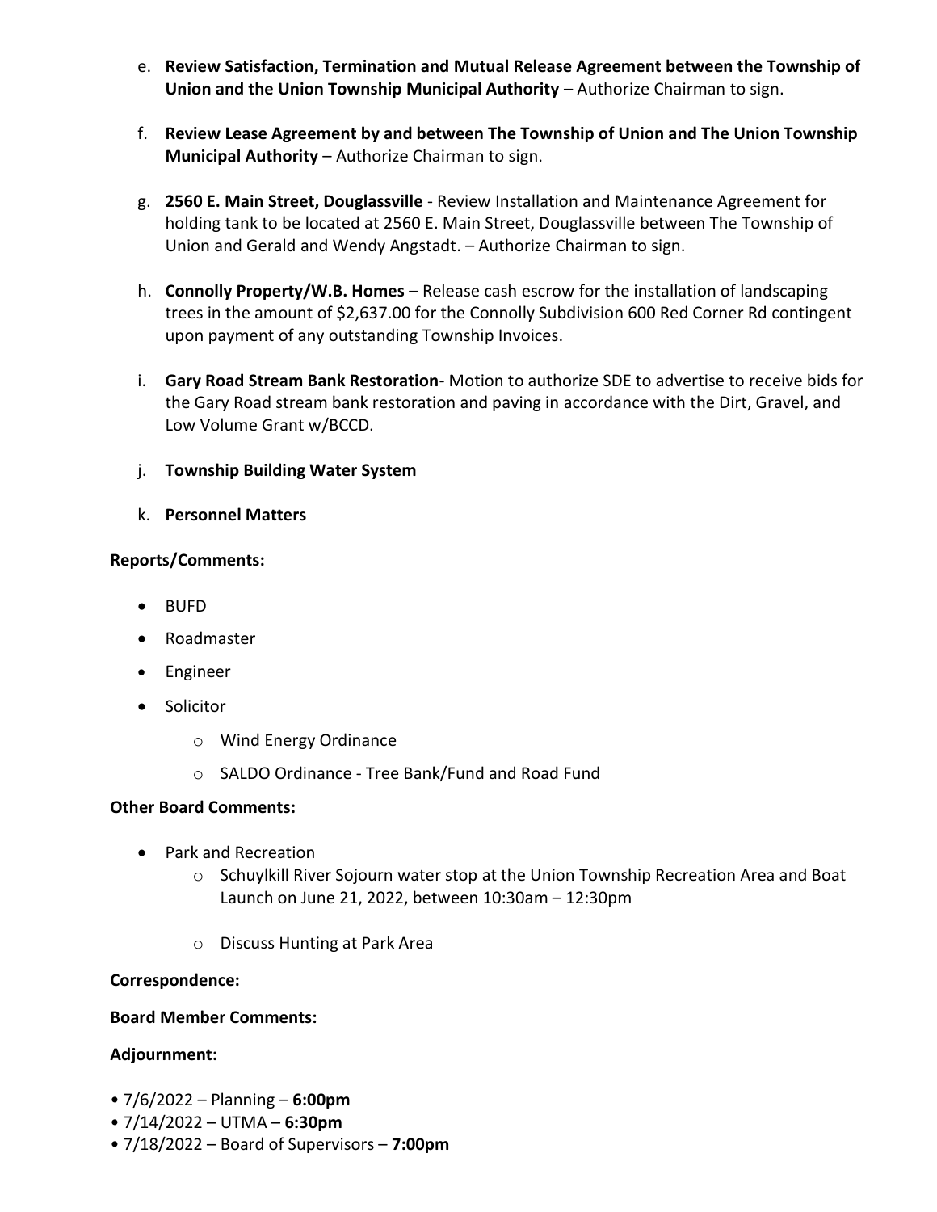e. **Review Satisfaction, Termination and Mutual Release Agreement between the Township of Union and the Union Township Municipal Authority** – Authorize Chairman to sign.

f. **Review Lease Agreement by and between The Township of Union and The Union Township Municipal Authority** – Authorize Chairman to sign.

g. **2560 E. Main Street, Douglassville** - Review Installation and Maintenance Agreement for holding tank to be located at 2560 E. Main Street, Douglassville between The Township of Union and Gerald and Wendy Angstadt. – Authorize Chairman to sign.

h. **Connolly Property/W.B. Homes** – Release cash escrow for the installation of landscaping trees in the amount of $2,637.00 for the Connolly Subdivision 600 Red Corner Rd contingent upon payment of any outstanding Township Invoices.

i. **Gary Road Stream Bank Restoration**- Motion to authorize SDE to advertise to receive bids for the Gary Road stream bank restoration and paving in accordance with the Dirt, Gravel, and Low Volume Grant w/BCCD.

j. **Township Building Water System**

k. **Personnel Matters**

**Reports/Comments:**

- BUFD
- Roadmaster
- Engineer
- Solicitor
  - Wind Energy Ordinance
  - SALDO Ordinance - Tree Bank/Fund and Road Fund

**Other Board Comments:**

- Park and Recreation
  - Schuylkill River Sojourn water stop at the Union Township Recreation Area and Boat Launch on June 21, 2022, between 10:30am – 12:30pm
  - Discuss Hunting at Park Area

**Correspondence:**

**Board Member Comments:**

**Adjournment:**

- 7/6/2022 – Planning – **6:00pm**
- 7/14/2022 – UTMA – **6:30pm**
- 7/18/2022 – Board of Supervisors – **7:00pm**